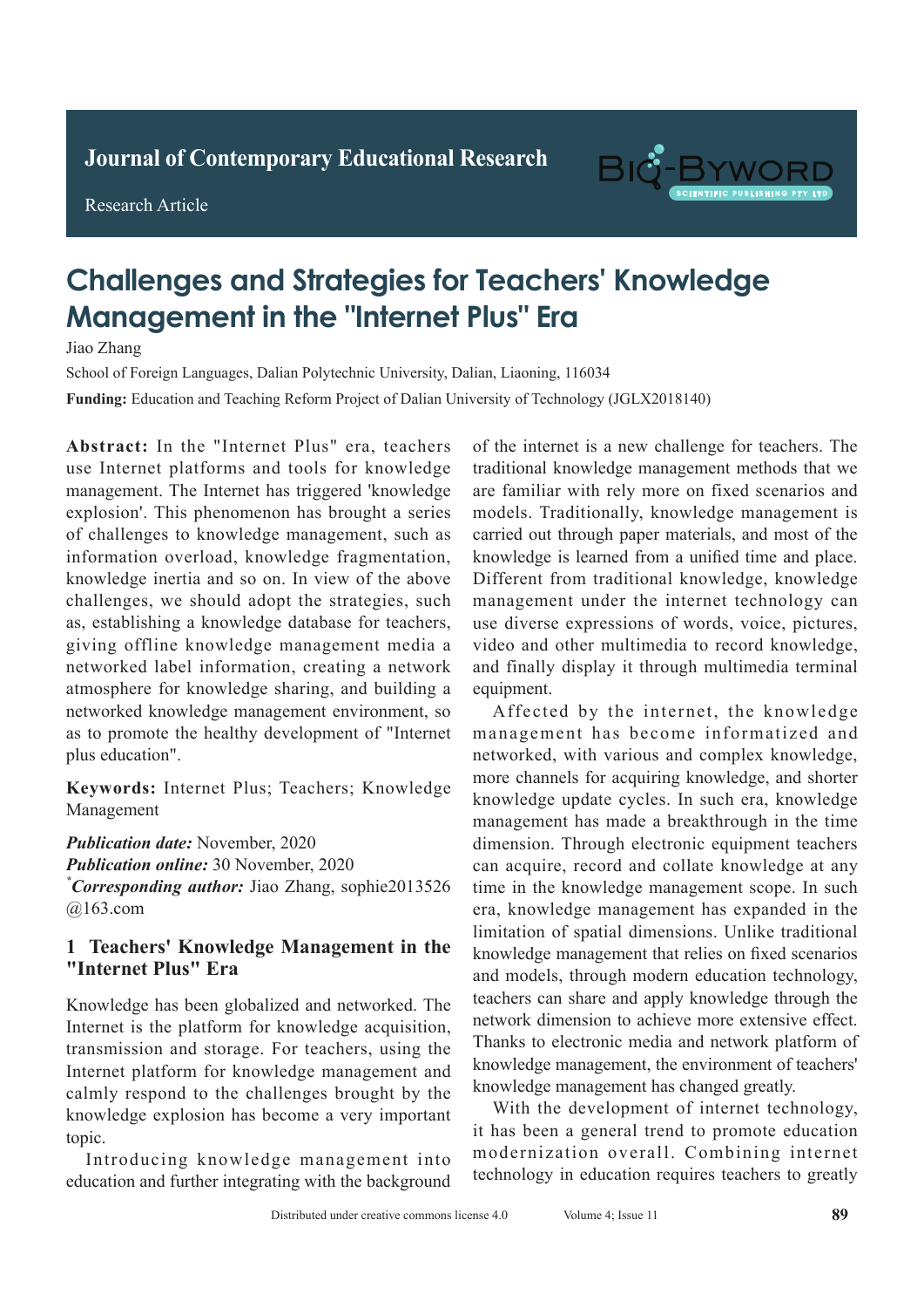Journal of Contemporary Educational Research

Research Article

# Challenges and Strategies for Teachers' Knowledge Management in the "Internet Plus" Era

Jiao Zhang

School of Foreign Languages, Dalian Polytechnic University, Dalian, Liaoning, 116034

**Funding:** Education and Teaching Reform Project of Dalian University of Technology (JGLX2018140)

**Abstract:** In the "Internet Plus" era, teachers use Internet platforms and tools for knowledge management. The Internet has triggered 'knowledge explosion'. This phenomenon has brought a series of challenges to knowledge management, such as information overload, knowledge fragmentation, knowledge inertia and so on. In view of the above challenges, we should adopt the strategies, such as, establishing a knowledge database for teachers, giving offline knowledge management media a networked label information, creating a network atmosphere for knowledge sharing, and building a networked knowledge management environment, so as to promote the healthy development of "Internet plus education".

**Keywords:** Internet Plus; Teachers; Knowledge Management

***Publication date:*** November, 2020
***Publication online:*** 30 November, 2020
*****Corresponding author:*** Jiao Zhang, sophie2013526@163.com

## 1 Teachers' Knowledge Management in the "Internet Plus" Era

Knowledge has been globalized and networked. The Internet is the platform for knowledge acquisition, transmission and storage. For teachers, using the Internet platform for knowledge management and calmly respond to the challenges brought by the knowledge explosion has become a very important topic.

Introducing knowledge management into education and further integrating with the background of the internet is a new challenge for teachers. The traditional knowledge management methods that we are familiar with rely more on fixed scenarios and models. Traditionally, knowledge management is carried out through paper materials, and most of the knowledge is learned from a unified time and place. Different from traditional knowledge, knowledge management under the internet technology can use diverse expressions of words, voice, pictures, video and other multimedia to record knowledge, and finally display it through multimedia terminal equipment.

Affected by the internet, the knowledge management has become informatized and networked, with various and complex knowledge, more channels for acquiring knowledge, and shorter knowledge update cycles. In such era, knowledge management has made a breakthrough in the time dimension. Through electronic equipment teachers can acquire, record and collate knowledge at any time in the knowledge management scope. In such era, knowledge management has expanded in the limitation of spatial dimensions. Unlike traditional knowledge management that relies on fixed scenarios and models, through modern education technology, teachers can share and apply knowledge through the network dimension to achieve more extensive effect. Thanks to electronic media and network platform of knowledge management, the environment of teachers' knowledge management has changed greatly.

With the development of internet technology, it has been a general trend to promote education modernization overall. Combining internet technology in education requires teachers to greatly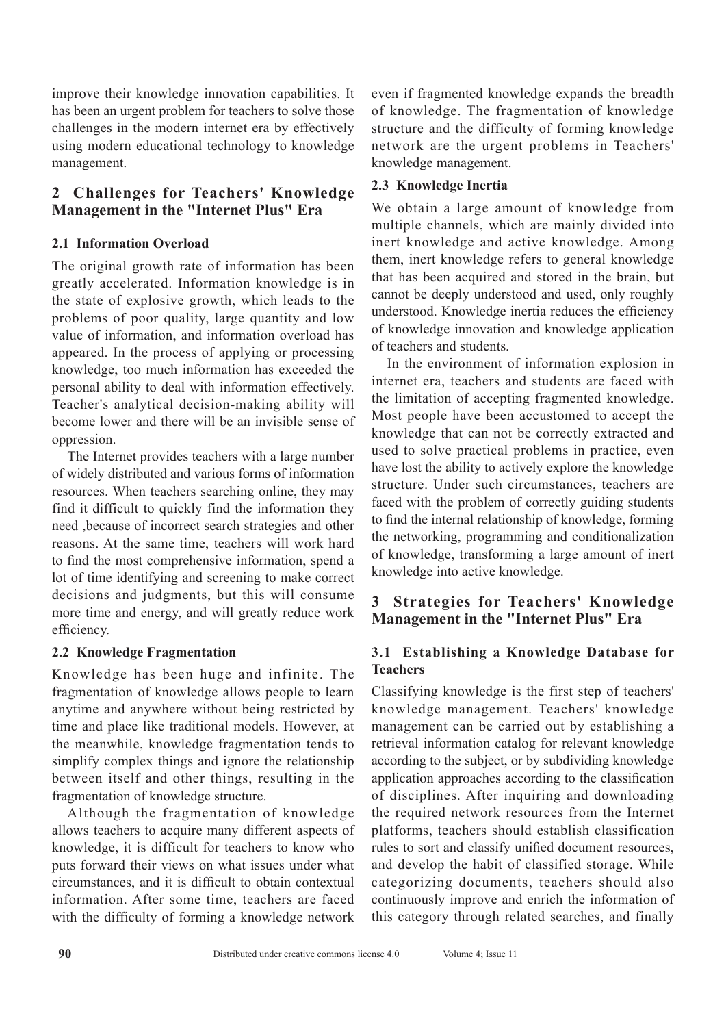improve their knowledge innovation capabilities. It has been an urgent problem for teachers to solve those challenges in the modern internet era by effectively using modern educational technology to knowledge management.

## 2 Challenges for Teachers' Knowledge Management in the "Internet Plus" Era

### 2.1 Information Overload

The original growth rate of information has been greatly accelerated. Information knowledge is in the state of explosive growth, which leads to the problems of poor quality, large quantity and low value of information, and information overload has appeared. In the process of applying or processing knowledge, too much information has exceeded the personal ability to deal with information effectively. Teacher's analytical decision-making ability will become lower and there will be an invisible sense of oppression.

The Internet provides teachers with a large number of widely distributed and various forms of information resources. When teachers searching online, they may find it difficult to quickly find the information they need ,because of incorrect search strategies and other reasons. At the same time, teachers will work hard to find the most comprehensive information, spend a lot of time identifying and screening to make correct decisions and judgments, but this will consume more time and energy, and will greatly reduce work efficiency.

### 2.2 Knowledge Fragmentation

Knowledge has been huge and infinite. The fragmentation of knowledge allows people to learn anytime and anywhere without being restricted by time and place like traditional models. However, at the meanwhile, knowledge fragmentation tends to simplify complex things and ignore the relationship between itself and other things, resulting in the fragmentation of knowledge structure.

Although the fragmentation of knowledge allows teachers to acquire many different aspects of knowledge, it is difficult for teachers to know who puts forward their views on what issues under what circumstances, and it is difficult to obtain contextual information. After some time, teachers are faced with the difficulty of forming a knowledge network even if fragmented knowledge expands the breadth of knowledge. The fragmentation of knowledge structure and the difficulty of forming knowledge network are the urgent problems in Teachers' knowledge management.

### 2.3 Knowledge Inertia

We obtain a large amount of knowledge from multiple channels, which are mainly divided into inert knowledge and active knowledge. Among them, inert knowledge refers to general knowledge that has been acquired and stored in the brain, but cannot be deeply understood and used, only roughly understood. Knowledge inertia reduces the efficiency of knowledge innovation and knowledge application of teachers and students.

In the environment of information explosion in internet era, teachers and students are faced with the limitation of accepting fragmented knowledge. Most people have been accustomed to accept the knowledge that can not be correctly extracted and used to solve practical problems in practice, even have lost the ability to actively explore the knowledge structure. Under such circumstances, teachers are faced with the problem of correctly guiding students to find the internal relationship of knowledge, forming the networking, programming and conditionalization of knowledge, transforming a large amount of inert knowledge into active knowledge.

## 3 Strategies for Teachers' Knowledge Management in the "Internet Plus" Era

### 3.1 Establishing a Knowledge Database for Teachers

Classifying knowledge is the first step of teachers' knowledge management. Teachers' knowledge management can be carried out by establishing a retrieval information catalog for relevant knowledge according to the subject, or by subdividing knowledge application approaches according to the classification of disciplines. After inquiring and downloading the required network resources from the Internet platforms, teachers should establish classification rules to sort and classify unified document resources, and develop the habit of classified storage. While categorizing documents, teachers should also continuously improve and enrich the information of this category through related searches, and finally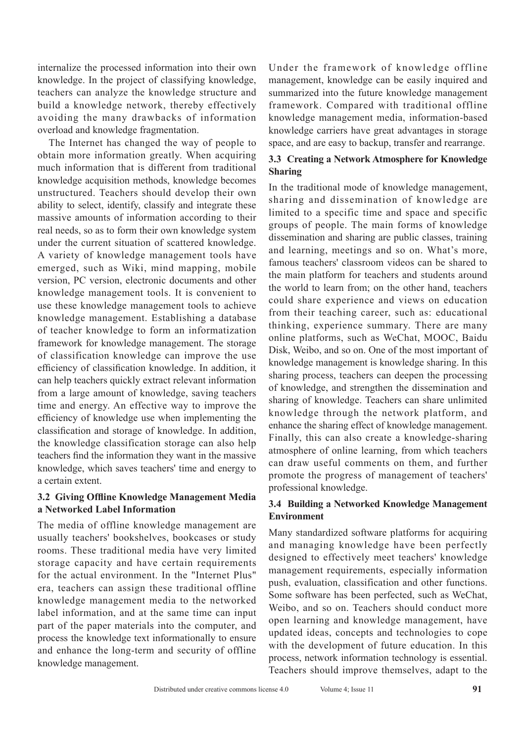internalize the processed information into their own knowledge. In the project of classifying knowledge, teachers can analyze the knowledge structure and build a knowledge network, thereby effectively avoiding the many drawbacks of information overload and knowledge fragmentation.

The Internet has changed the way of people to obtain more information greatly. When acquiring much information that is different from traditional knowledge acquisition methods, knowledge becomes unstructured. Teachers should develop their own ability to select, identify, classify and integrate these massive amounts of information according to their real needs, so as to form their own knowledge system under the current situation of scattered knowledge. A variety of knowledge management tools have emerged, such as Wiki, mind mapping, mobile version, PC version, electronic documents and other knowledge management tools. It is convenient to use these knowledge management tools to achieve knowledge management. Establishing a database of teacher knowledge to form an informatization framework for knowledge management. The storage of classification knowledge can improve the use efficiency of classification knowledge. In addition, it can help teachers quickly extract relevant information from a large amount of knowledge, saving teachers time and energy. An effective way to improve the efficiency of knowledge use when implementing the classification and storage of knowledge. In addition, the knowledge classification storage can also help teachers find the information they want in the massive knowledge, which saves teachers' time and energy to a certain extent.

### 3.2 Giving Offline Knowledge Management Media a Networked Label Information

The media of offline knowledge management are usually teachers' bookshelves, bookcases or study rooms. These traditional media have very limited storage capacity and have certain requirements for the actual environment. In the "Internet Plus" era, teachers can assign these traditional offline knowledge management media to the networked label information, and at the same time can input part of the paper materials into the computer, and process the knowledge text informationally to ensure and enhance the long-term and security of offline knowledge management.

Under the framework of knowledge offline management, knowledge can be easily inquired and summarized into the future knowledge management framework. Compared with traditional offline knowledge management media, information-based knowledge carriers have great advantages in storage space, and are easy to backup, transfer and rearrange.

### 3.3 Creating a Network Atmosphere for Knowledge Sharing

In the traditional mode of knowledge management, sharing and dissemination of knowledge are limited to a specific time and space and specific groups of people. The main forms of knowledge dissemination and sharing are public classes, training and learning, meetings and so on. What's more, famous teachers' classroom videos can be shared to the main platform for teachers and students around the world to learn from; on the other hand, teachers could share experience and views on education from their teaching career, such as: educational thinking, experience summary. There are many online platforms, such as WeChat, MOOC, Baidu Disk, Weibo, and so on. One of the most important of knowledge management is knowledge sharing. In this sharing process, teachers can deepen the processing of knowledge, and strengthen the dissemination and sharing of knowledge. Teachers can share unlimited knowledge through the network platform, and enhance the sharing effect of knowledge management. Finally, this can also create a knowledge-sharing atmosphere of online learning, from which teachers can draw useful comments on them, and further promote the progress of management of teachers' professional knowledge.

### 3.4 Building a Networked Knowledge Management Environment

Many standardized software platforms for acquiring and managing knowledge have been perfectly designed to effectively meet teachers' knowledge management requirements, especially information push, evaluation, classification and other functions. Some software has been perfected, such as WeChat, Weibo, and so on. Teachers should conduct more open learning and knowledge management, have updated ideas, concepts and technologies to cope with the development of future education. In this process, network information technology is essential. Teachers should improve themselves, adapt to the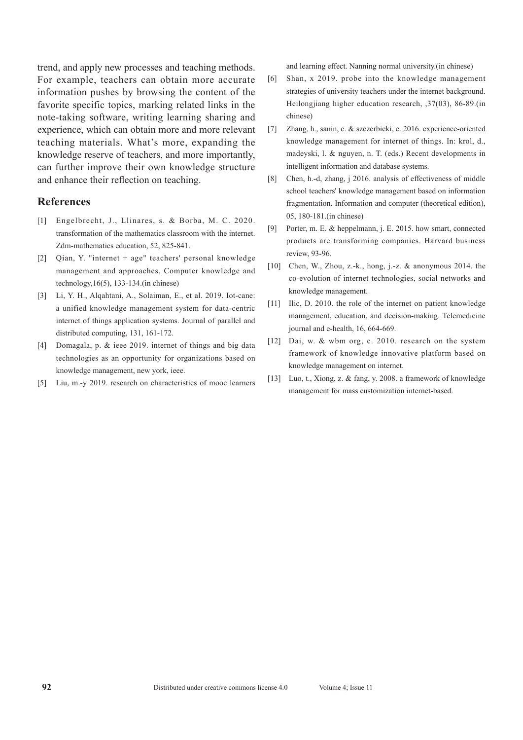trend, and apply new processes and teaching methods. For example, teachers can obtain more accurate information pushes by browsing the content of the favorite specific topics, marking related links in the note-taking software, writing learning sharing and experience, which can obtain more and more relevant teaching materials. What's more, expanding the knowledge reserve of teachers, and more importantly, can further improve their own knowledge structure and enhance their reflection on teaching.

## References

[1] Engelbrecht, J., Llinares, s. & Borba, M. C. 2020. transformation of the mathematics classroom with the internet. Zdm-mathematics education, 52, 825-841.

[2] Qian, Y. "internet + age" teachers' personal knowledge management and approaches. Computer knowledge and technology,16(5), 133-134.(in chinese)

[3] Li, Y. H., Alqahtani, A., Solaiman, E., et al. 2019. Iot-cane: a unified knowledge management system for data-centric internet of things application systems. Journal of parallel and distributed computing, 131, 161-172.

[4] Domagala, p. & ieee 2019. internet of things and big data technologies as an opportunity for organizations based on knowledge management, new york, ieee.

[5] Liu, m.-y 2019. research on characteristics of mooc learners and learning effect. Nanning normal university.(in chinese)

[6] Shan, x 2019. probe into the knowledge management strategies of university teachers under the internet background. Heilongjiang higher education research, ,37(03), 86-89.(in chinese)

[7] Zhang, h., sanin, c. & szczerbicki, e. 2016. experience-oriented knowledge management for internet of things. In: krol, d., madeyski, l. & nguyen, n. T. (eds.) Recent developments in intelligent information and database systems.

[8] Chen, h.-d, zhang, j 2016. analysis of effectiveness of middle school teachers' knowledge management based on information fragmentation. Information and computer (theoretical edition), 05, 180-181.(in chinese)

[9] Porter, m. E. & heppelmann, j. E. 2015. how smart, connected products are transforming companies. Harvard business review, 93-96.

[10] Chen, W., Zhou, z.-k., hong, j.-z. & anonymous 2014. the co-evolution of internet technologies, social networks and knowledge management.

[11] Ilic, D. 2010. the role of the internet on patient knowledge management, education, and decision-making. Telemedicine journal and e-health, 16, 664-669.

[12] Dai, w. & wbm org, c. 2010. research on the system framework of knowledge innovative platform based on knowledge management on internet.

[13] Luo, t., Xiong, z. & fang, y. 2008. a framework of knowledge management for mass customization internet-based.